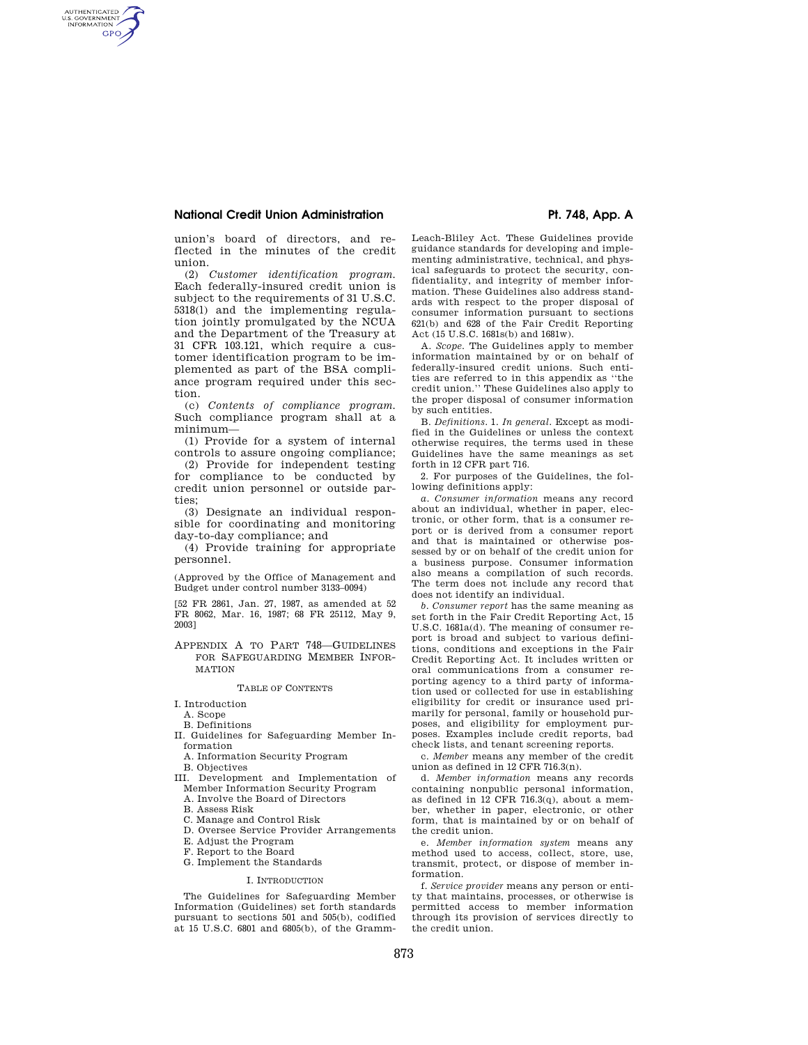union's board of directors, and reflected in the minutes of the credit union.

(2) *Customer identification program.* Each federally-insured credit union is subject to the requirements of 31 U.S.C. 5318(l) and the implementing regulation jointly promulgated by the NCUA and the Department of the Treasury at 31 CFR 103.121, which require a customer identification program to be implemented as part of the BSA compliance program required under this section.

(c) *Contents of compliance program.* Such compliance program shall at a minimum—

(1) Provide for a system of internal controls to assure ongoing compliance;

(2) Provide for independent testing for compliance to be conducted by credit union personnel or outside parties;

(3) Designate an individual responsible for coordinating and monitoring day-to-day compliance; and

(4) Provide training for appropriate personnel.

(Approved by the Office of Management and Budget under control number 3133–0094)

[52 FR 2861, Jan. 27, 1987, as amended at 52 FR 8062, Mar. 16, 1987; 68 FR 25112, May 9, 2003]

## APPENDIX A TO PART 748—GUIDELINES FOR SAFEGUARDING MEMBER INFORMATION

TABLE OF CONTENTS

- I. Introduction
  - A. Scope
  - B. Definitions
- II. Guidelines for Safeguarding Member Information
  - A. Information Security Program
  - B. Objectives
- III. Development and Implementation of Member Information Security Program
  - A. Involve the Board of Directors
  - B. Assess Risk
  - C. Manage and Control Risk
  - D. Oversee Service Provider Arrangements
  - E. Adjust the Program
  - F. Report to the Board
  - G. Implement the Standards

### I. INTRODUCTION

The Guidelines for Safeguarding Member Information (Guidelines) set forth standards pursuant to sections 501 and 505(b), codified at 15 U.S.C. 6801 and 6805(b), of the Gramm-Leach-Bliley Act. These Guidelines provide guidance standards for developing and implementing administrative, technical, and physical safeguards to protect the security, confidentiality, and integrity of member information. These Guidelines also address standards with respect to the proper disposal of consumer information pursuant to sections 621(b) and 628 of the Fair Credit Reporting Act (15 U.S.C. 1681s(b) and 1681w).

A. *Scope.* The Guidelines apply to member information maintained by or on behalf of federally-insured credit unions. Such entities are referred to in this appendix as "the credit union." These Guidelines also apply to the proper disposal of consumer information by such entities.

B. *Definitions.* 1. *In general.* Except as modified in the Guidelines or unless the context otherwise requires, the terms used in these Guidelines have the same meanings as set forth in 12 CFR part 716.

2. For purposes of the Guidelines, the following definitions apply:

*a. Consumer information* means any record about an individual, whether in paper, electronic, or other form, that is a consumer report or is derived from a consumer report and that is maintained or otherwise possessed by or on behalf of the credit union for a business purpose. Consumer information also means a compilation of such records. The term does not include any record that does not identify an individual.

*b. Consumer report* has the same meaning as set forth in the Fair Credit Reporting Act, 15 U.S.C. 1681a(d). The meaning of consumer report is broad and subject to various definitions, conditions and exceptions in the Fair Credit Reporting Act. It includes written or oral communications from a consumer reporting agency to a third party of information used or collected for use in establishing eligibility for credit or insurance used primarily for personal, family or household purposes, and eligibility for employment purposes. Examples include credit reports, bad check lists, and tenant screening reports.

c. *Member* means any member of the credit union as defined in 12 CFR 716.3(n).

d. *Member information* means any records containing nonpublic personal information, as defined in 12 CFR 716.3(q), about a member, whether in paper, electronic, or other form, that is maintained by or on behalf of the credit union.

e. *Member information system* means any method used to access, collect, store, use, transmit, protect, or dispose of member information.

f. *Service provider* means any person or entity that maintains, processes, or otherwise is permitted access to member information through its provision of services directly to the credit union.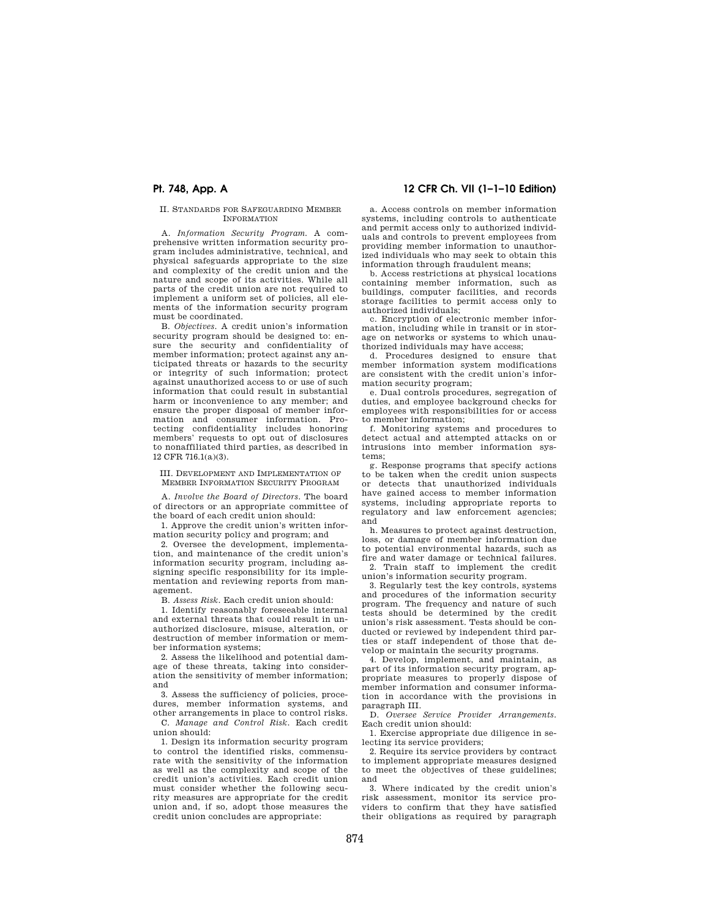## II. Standards for Safeguarding Member Information

A. *Information Security Program.* A comprehensive written information security program includes administrative, technical, and physical safeguards appropriate to the size and complexity of the credit union and the nature and scope of its activities. While all parts of the credit union are not required to implement a uniform set of policies, all elements of the information security program must be coordinated.

B. *Objectives.* A credit union's information security program should be designed to: ensure the security and confidentiality of member information; protect against any anticipated threats or hazards to the security or integrity of such information; protect against unauthorized access to or use of such information that could result in substantial harm or inconvenience to any member; and ensure the proper disposal of member information and consumer information. Protecting confidentiality includes honoring members' requests to opt out of disclosures to nonaffiliated third parties, as described in 12 CFR 716.1(a)(3).

## III. Development and Implementation of Member Information Security Program

A. *Involve the Board of Directors.* The board of directors or an appropriate committee of the board of each credit union should:

1. Approve the credit union's written information security policy and program; and

2. Oversee the development, implementation, and maintenance of the credit union's information security program, including assigning specific responsibility for its implementation and reviewing reports from management.

B. *Assess Risk.* Each credit union should:

1. Identify reasonably foreseeable internal and external threats that could result in unauthorized disclosure, misuse, alteration, or destruction of member information or member information systems;

2. Assess the likelihood and potential damage of these threats, taking into consideration the sensitivity of member information; and

3. Assess the sufficiency of policies, procedures, member information systems, and other arrangements in place to control risks.

C. *Manage and Control Risk.* Each credit union should:

1. Design its information security program to control the identified risks, commensurate with the sensitivity of the information as well as the complexity and scope of the credit union's activities. Each credit union must consider whether the following security measures are appropriate for the credit union and, if so, adopt those measures the credit union concludes are appropriate:

a. Access controls on member information systems, including controls to authenticate and permit access only to authorized individuals and controls to prevent employees from providing member information to unauthorized individuals who may seek to obtain this information through fraudulent means;

b. Access restrictions at physical locations containing member information, such as buildings, computer facilities, and records storage facilities to permit access only to authorized individuals;

c. Encryption of electronic member information, including while in transit or in storage on networks or systems to which unauthorized individuals may have access;

d. Procedures designed to ensure that member information system modifications are consistent with the credit union's information security program;

e. Dual controls procedures, segregation of duties, and employee background checks for employees with responsibilities for or access to member information;

f. Monitoring systems and procedures to detect actual and attempted attacks on or intrusions into member information systems;

g. Response programs that specify actions to be taken when the credit union suspects or detects that unauthorized individuals have gained access to member information systems, including appropriate reports to regulatory and law enforcement agencies; and

h. Measures to protect against destruction, loss, or damage of member information due to potential environmental hazards, such as fire and water damage or technical failures.

2. Train staff to implement the credit union's information security program.

3. Regularly test the key controls, systems and procedures of the information security program. The frequency and nature of such tests should be determined by the credit union's risk assessment. Tests should be conducted or reviewed by independent third parties or staff independent of those that develop or maintain the security programs.

4. Develop, implement, and maintain, as part of its information security program, appropriate measures to properly dispose of member information and consumer information in accordance with the provisions in paragraph III.

D. *Oversee Service Provider Arrangements.* Each credit union should:

1. Exercise appropriate due diligence in selecting its service providers;

2. Require its service providers by contract to implement appropriate measures designed to meet the objectives of these guidelines; and

3. Where indicated by the credit union's risk assessment, monitor its service providers to confirm that they have satisfied their obligations as required by paragraph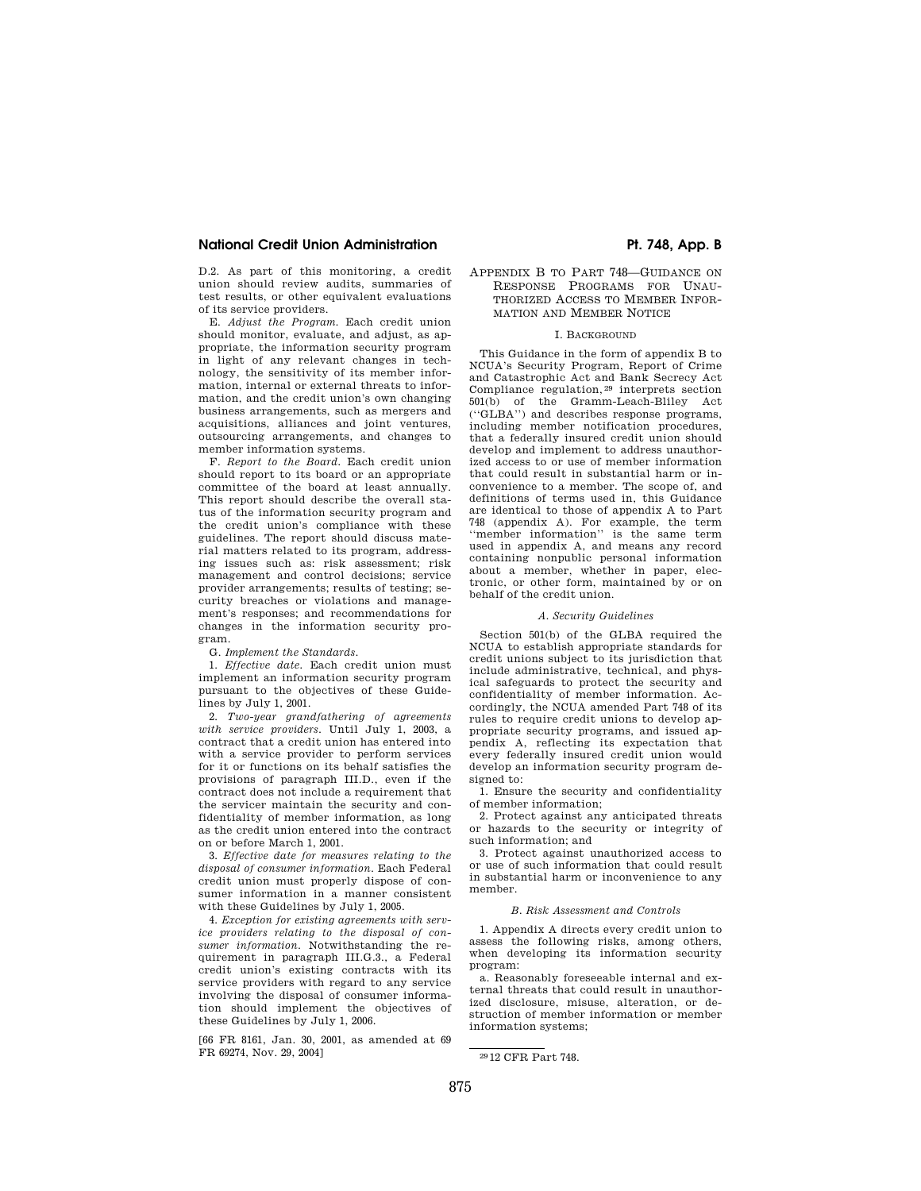D.2. As part of this monitoring, a credit union should review audits, summaries of test results, or other equivalent evaluations of its service providers.

E. *Adjust the Program.* Each credit union should monitor, evaluate, and adjust, as appropriate, the information security program in light of any relevant changes in technology, the sensitivity of its member information, internal or external threats to information, and the credit union's own changing business arrangements, such as mergers and acquisitions, alliances and joint ventures, outsourcing arrangements, and changes to member information systems.

F. *Report to the Board.* Each credit union should report to its board or an appropriate committee of the board at least annually. This report should describe the overall status of the information security program and the credit union's compliance with these guidelines. The report should discuss material matters related to its program, addressing issues such as: risk assessment; risk management and control decisions; service provider arrangements; results of testing; security breaches or violations and management's responses; and recommendations for changes in the information security program.

G. *Implement the Standards.*

1. *Effective date.* Each credit union must implement an information security program pursuant to the objectives of these Guidelines by July 1, 2001.

2. *Two-year grandfathering of agreements with service providers.* Until July 1, 2003, a contract that a credit union has entered into with a service provider to perform services for it or functions on its behalf satisfies the provisions of paragraph III.D., even if the contract does not include a requirement that the servicer maintain the security and confidentiality of member information, as long as the credit union entered into the contract on or before March 1, 2001.

3. *Effective date for measures relating to the disposal of consumer information.* Each Federal credit union must properly dispose of consumer information in a manner consistent with these Guidelines by July 1, 2005.

4. *Exception for existing agreements with service providers relating to the disposal of consumer information.* Notwithstanding the requirement in paragraph III.G.3., a Federal credit union's existing contracts with its service providers with regard to any service involving the disposal of consumer information should implement the objectives of these Guidelines by July 1, 2006.

[66 FR 8161, Jan. 30, 2001, as amended at 69 FR 69274, Nov. 29, 2004]

## APPENDIX B TO PART 748—GUIDANCE ON RESPONSE PROGRAMS FOR UNAUTHORIZED ACCESS TO MEMBER INFORMATION AND MEMBER NOTICE

### I. BACKGROUND

This Guidance in the form of appendix B to NCUA's Security Program, Report of Crime and Catastrophic Act and Bank Secrecy Act Compliance regulation,[29] interprets section 501(b) of the Gramm-Leach-Bliley Act (''GLBA'') and describes response programs, including member notification procedures, that a federally insured credit union should develop and implement to address unauthorized access to or use of member information that could result in substantial harm or inconvenience to a member. The scope of, and definitions of terms used in, this Guidance are identical to those of appendix A to Part 748 (appendix A). For example, the term ''member information'' is the same term used in appendix A, and means any record containing nonpublic personal information about a member, whether in paper, electronic, or other form, maintained by or on behalf of the credit union.

#### *A. Security Guidelines*

Section 501(b) of the GLBA required the NCUA to establish appropriate standards for credit unions subject to its jurisdiction that include administrative, technical, and physical safeguards to protect the security and confidentiality of member information. Accordingly, the NCUA amended Part 748 of its rules to require credit unions to develop appropriate security programs, and issued appendix A, reflecting its expectation that every federally insured credit union would develop an information security program designed to:

1. Ensure the security and confidentiality of member information;

2. Protect against any anticipated threats or hazards to the security or integrity of such information; and

3. Protect against unauthorized access to or use of such information that could result in substantial harm or inconvenience to any member.

#### *B. Risk Assessment and Controls*

1. Appendix A directs every credit union to assess the following risks, among others, when developing its information security program:

a. Reasonably foreseeable internal and external threats that could result in unauthorized disclosure, misuse, alteration, or destruction of member information or member information systems;

[29] 12 CFR Part 748.